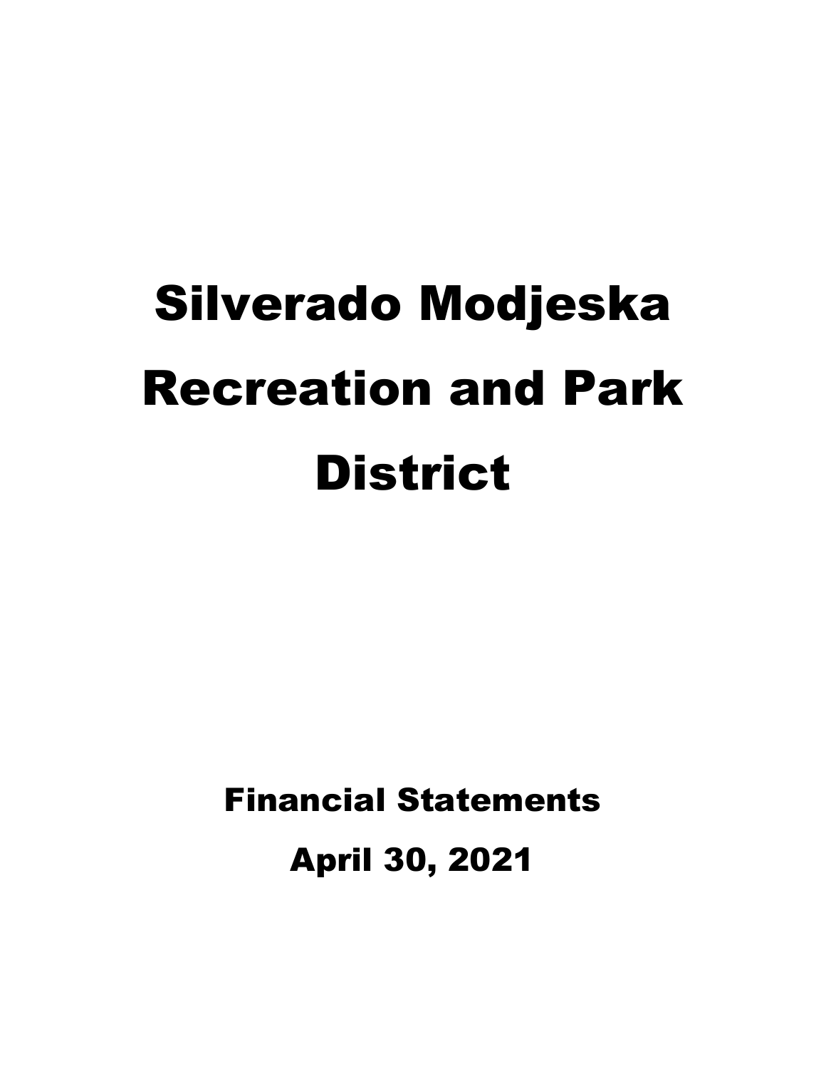# Silverado Modjeska Recreation and Park District

## Financial Statements

## April 30, 2021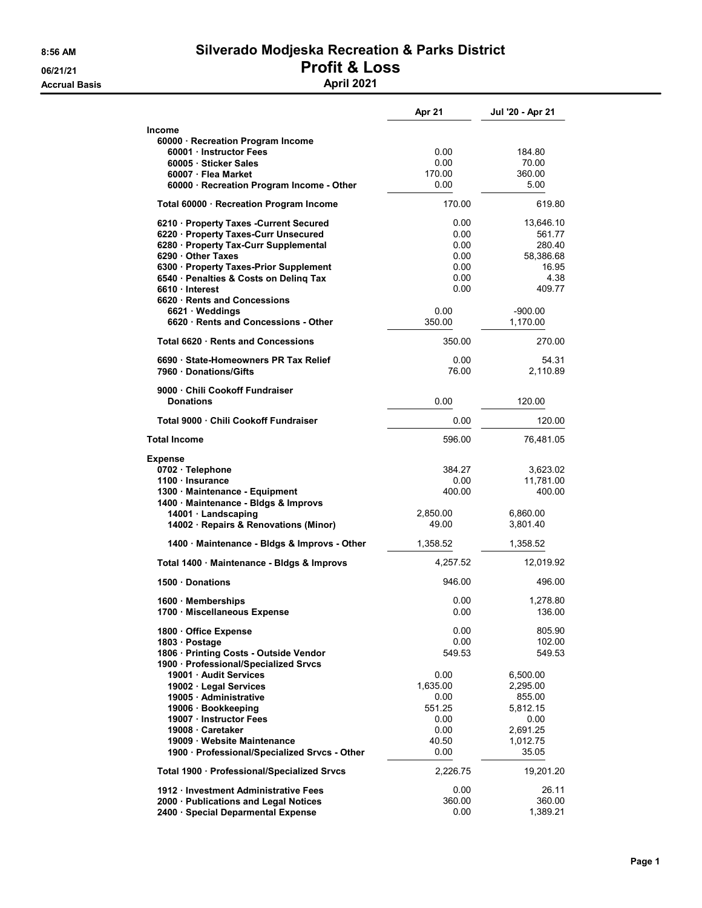# Silverado Modjeska Recreation & Parks District

## Profit & Loss

### April 2021

8:56 AM
06/21/21
Accrual Basis

| | Apr 21 | Jul '20 - Apr 21 |
|---|---|---|
| **Income** | | |
| **60000 · Recreation Program Income** | | |
| **60001 · Instructor Fees** | 0.00 | 184.80 |
| **60005 · Sticker Sales** | 0.00 | 70.00 |
| **60007 · Flea Market** | 170.00 | 360.00 |
| **60000 · Recreation Program Income - Other** | 0.00 | 5.00 |
| **Total 60000 · Recreation Program Income** | 170.00 | 619.80 |
| **6210 · Property Taxes -Current Secured** | 0.00 | 13,646.10 |
| **6220 · Property Taxes-Curr Unsecured** | 0.00 | 561.77 |
| **6280 · Property Tax-Curr Supplemental** | 0.00 | 280.40 |
| **6290 · Other Taxes** | 0.00 | 58,386.68 |
| **6300 · Property Taxes-Prior Supplement** | 0.00 | 16.95 |
| **6540 · Penalties & Costs on Delinq Tax** | 0.00 | 4.38 |
| **6610 · Interest** | 0.00 | 409.77 |
| **6620 · Rents and Concessions** | | |
| **6621 · Weddings** | 0.00 | -900.00 |
| **6620 · Rents and Concessions - Other** | 350.00 | 1,170.00 |
| **Total 6620 · Rents and Concessions** | 350.00 | 270.00 |
| **6690 · State-Homeowners PR Tax Relief** | 0.00 | 54.31 |
| **7960 · Donations/Gifts** | 76.00 | 2,110.89 |
| **9000 · Chili Cookoff Fundraiser** | | |
| **Donations** | 0.00 | 120.00 |
| **Total 9000 · Chili Cookoff Fundraiser** | 0.00 | 120.00 |
| **Total Income** | 596.00 | 76,481.05 |
| **Expense** | | |
| **0702 · Telephone** | 384.27 | 3,623.02 |
| **1100 · Insurance** | 0.00 | 11,781.00 |
| **1300 · Maintenance - Equipment** | 400.00 | 400.00 |
| **1400 · Maintenance - Bldgs & Improvs** | | |
| **14001 · Landscaping** | 2,850.00 | 6,860.00 |
| **14002 · Repairs & Renovations (Minor)** | 49.00 | 3,801.40 |
| **1400 · Maintenance - Bldgs & Improvs - Other** | 1,358.52 | 1,358.52 |
| **Total 1400 · Maintenance - Bldgs & Improvs** | 4,257.52 | 12,019.92 |
| **1500 · Donations** | 946.00 | 496.00 |
| **1600 · Memberships** | 0.00 | 1,278.80 |
| **1700 · Miscellaneous Expense** | 0.00 | 136.00 |
| **1800 · Office Expense** | 0.00 | 805.90 |
| **1803 · Postage** | 0.00 | 102.00 |
| **1806 · Printing Costs - Outside Vendor** | 549.53 | 549.53 |
| **1900 · Professional/Specialized Srvcs** | | |
| **19001 · Audit Services** | 0.00 | 6,500.00 |
| **19002 · Legal Services** | 1,635.00 | 2,295.00 |
| **19005 · Administrative** | 0.00 | 855.00 |
| **19006 · Bookkeeping** | 551.25 | 5,812.15 |
| **19007 · Instructor Fees** | 0.00 | 0.00 |
| **19008 · Caretaker** | 0.00 | 2,691.25 |
| **19009 · Website Maintenance** | 40.50 | 1,012.75 |
| **1900 · Professional/Specialized Srvcs - Other** | 0.00 | 35.05 |
| **Total 1900 · Professional/Specialized Srvcs** | 2,226.75 | 19,201.20 |
| **1912 · Investment Administrative Fees** | 0.00 | 26.11 |
| **2000 · Publications and Legal Notices** | 360.00 | 360.00 |
| **2400 · Special Deparmental Expense** | 0.00 | 1,389.21 |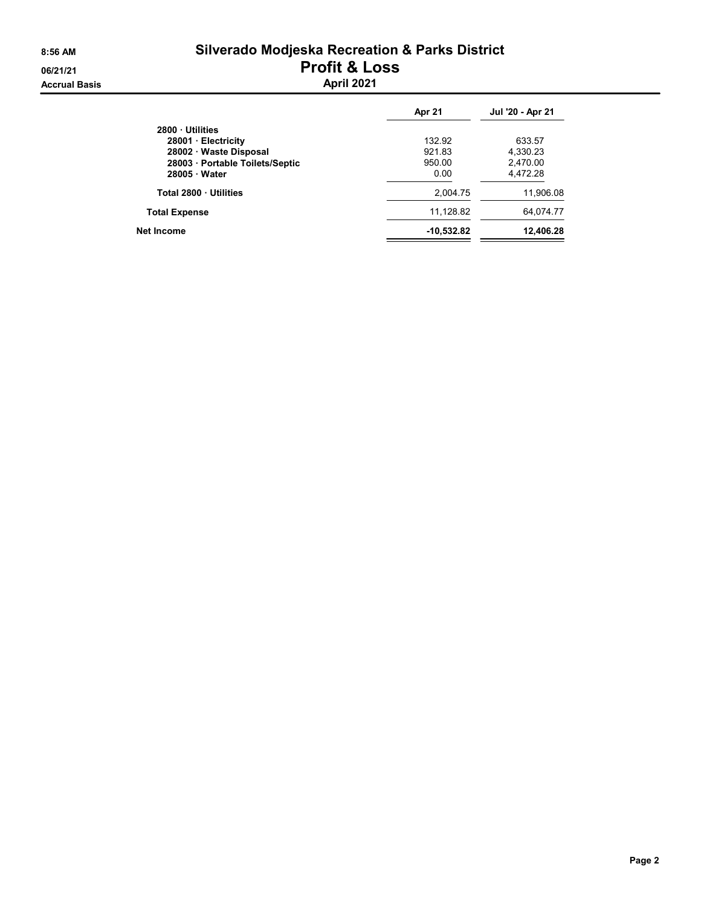# Silverado Modjeska Recreation & Parks District

## Profit & Loss

### April 2021

8:56 AM
06/21/21
Accrual Basis

| | Apr 21 | Jul '20 - Apr 21 |
|---|---|---|
| **2800 · Utilities** | | |
| **28001 · Electricity** | 132.92 | 633.57 |
| **28002 · Waste Disposal** | 921.83 | 4,330.23 |
| **28003 · Portable Toilets/Septic** | 950.00 | 2,470.00 |
| **28005 · Water** | 0.00 | 4,472.28 |
| **Total 2800 · Utilities** | 2,004.75 | 11,906.08 |
| **Total Expense** | 11,128.82 | 64,074.77 |
| **Net Income** | **-10,532.82** | **12,406.28** |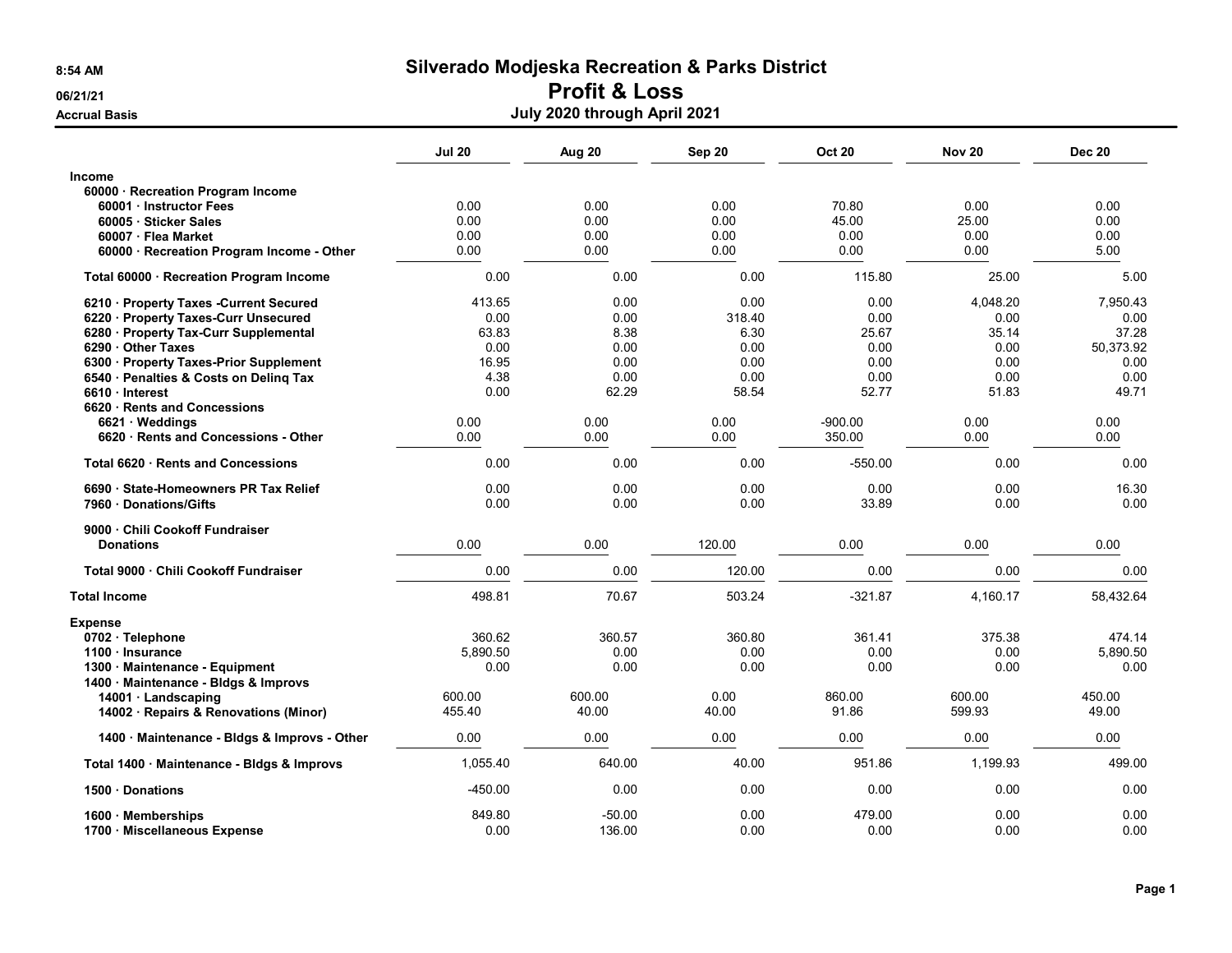# Silverado Modjeska Recreation & Parks District

## Profit & Loss

### July 2020 through April 2021

8:54 AM
06/21/21
Accrual Basis

| | Jul 20 | Aug 20 | Sep 20 | Oct 20 | Nov 20 | Dec 20 |
|---|---|---|---|---|---|---|
| **Income** | | | | | | |
| **60000 · Recreation Program Income** | | | | | | |
| **60001 · Instructor Fees** | 0.00 | 0.00 | 0.00 | 70.80 | 0.00 | 0.00 |
| **60005 · Sticker Sales** | 0.00 | 0.00 | 0.00 | 45.00 | 25.00 | 0.00 |
| **60007 · Flea Market** | 0.00 | 0.00 | 0.00 | 0.00 | 0.00 | 0.00 |
| **60000 · Recreation Program Income - Other** | 0.00 | 0.00 | 0.00 | 0.00 | 0.00 | 5.00 |
| **Total 60000 · Recreation Program Income** | 0.00 | 0.00 | 0.00 | 115.80 | 25.00 | 5.00 |
| **6210 · Property Taxes -Current Secured** | 413.65 | 0.00 | 0.00 | 0.00 | 4,048.20 | 7,950.43 |
| **6220 · Property Taxes-Curr Unsecured** | 0.00 | 0.00 | 318.40 | 0.00 | 0.00 | 0.00 |
| **6280 · Property Tax-Curr Supplemental** | 63.83 | 8.38 | 6.30 | 25.67 | 35.14 | 37.28 |
| **6290 · Other Taxes** | 0.00 | 0.00 | 0.00 | 0.00 | 0.00 | 50,373.92 |
| **6300 · Property Taxes-Prior Supplement** | 16.95 | 0.00 | 0.00 | 0.00 | 0.00 | 0.00 |
| **6540 · Penalties & Costs on Delinq Tax** | 4.38 | 0.00 | 0.00 | 0.00 | 0.00 | 0.00 |
| **6610 · Interest** | 0.00 | 62.29 | 58.54 | 52.77 | 51.83 | 49.71 |
| **6620 · Rents and Concessions** | | | | | | |
| **6621 · Weddings** | 0.00 | 0.00 | 0.00 | -900.00 | 0.00 | 0.00 |
| **6620 · Rents and Concessions - Other** | 0.00 | 0.00 | 0.00 | 350.00 | 0.00 | 0.00 |
| **Total 6620 · Rents and Concessions** | 0.00 | 0.00 | 0.00 | -550.00 | 0.00 | 0.00 |
| **6690 · State-Homeowners PR Tax Relief** | 0.00 | 0.00 | 0.00 | 0.00 | 0.00 | 16.30 |
| **7960 · Donations/Gifts** | 0.00 | 0.00 | 0.00 | 33.89 | 0.00 | 0.00 |
| **9000 · Chili Cookoff Fundraiser** | | | | | | |
| **Donations** | 0.00 | 0.00 | 120.00 | 0.00 | 0.00 | 0.00 |
| **Total 9000 · Chili Cookoff Fundraiser** | 0.00 | 0.00 | 120.00 | 0.00 | 0.00 | 0.00 |
| **Total Income** | 498.81 | 70.67 | 503.24 | -321.87 | 4,160.17 | 58,432.64 |
| **Expense** | | | | | | |
| **0702 · Telephone** | 360.62 | 360.57 | 360.80 | 361.41 | 375.38 | 474.14 |
| **1100 · Insurance** | 5,890.50 | 0.00 | 0.00 | 0.00 | 0.00 | 5,890.50 |
| **1300 · Maintenance - Equipment** | 0.00 | 0.00 | 0.00 | 0.00 | 0.00 | 0.00 |
| **1400 · Maintenance - Bldgs & Improvs** | | | | | | |
| **14001 · Landscaping** | 600.00 | 600.00 | 0.00 | 860.00 | 600.00 | 450.00 |
| **14002 · Repairs & Renovations (Minor)** | 455.40 | 40.00 | 40.00 | 91.86 | 599.93 | 49.00 |
| **1400 · Maintenance - Bldgs & Improvs - Other** | 0.00 | 0.00 | 0.00 | 0.00 | 0.00 | 0.00 |
| **Total 1400 · Maintenance - Bldgs & Improvs** | 1,055.40 | 640.00 | 40.00 | 951.86 | 1,199.93 | 499.00 |
| **1500 · Donations** | -450.00 | 0.00 | 0.00 | 0.00 | 0.00 | 0.00 |
| **1600 · Memberships** | 849.80 | -50.00 | 0.00 | 479.00 | 0.00 | 0.00 |
| **1700 · Miscellaneous Expense** | 0.00 | 136.00 | 0.00 | 0.00 | 0.00 | 0.00 |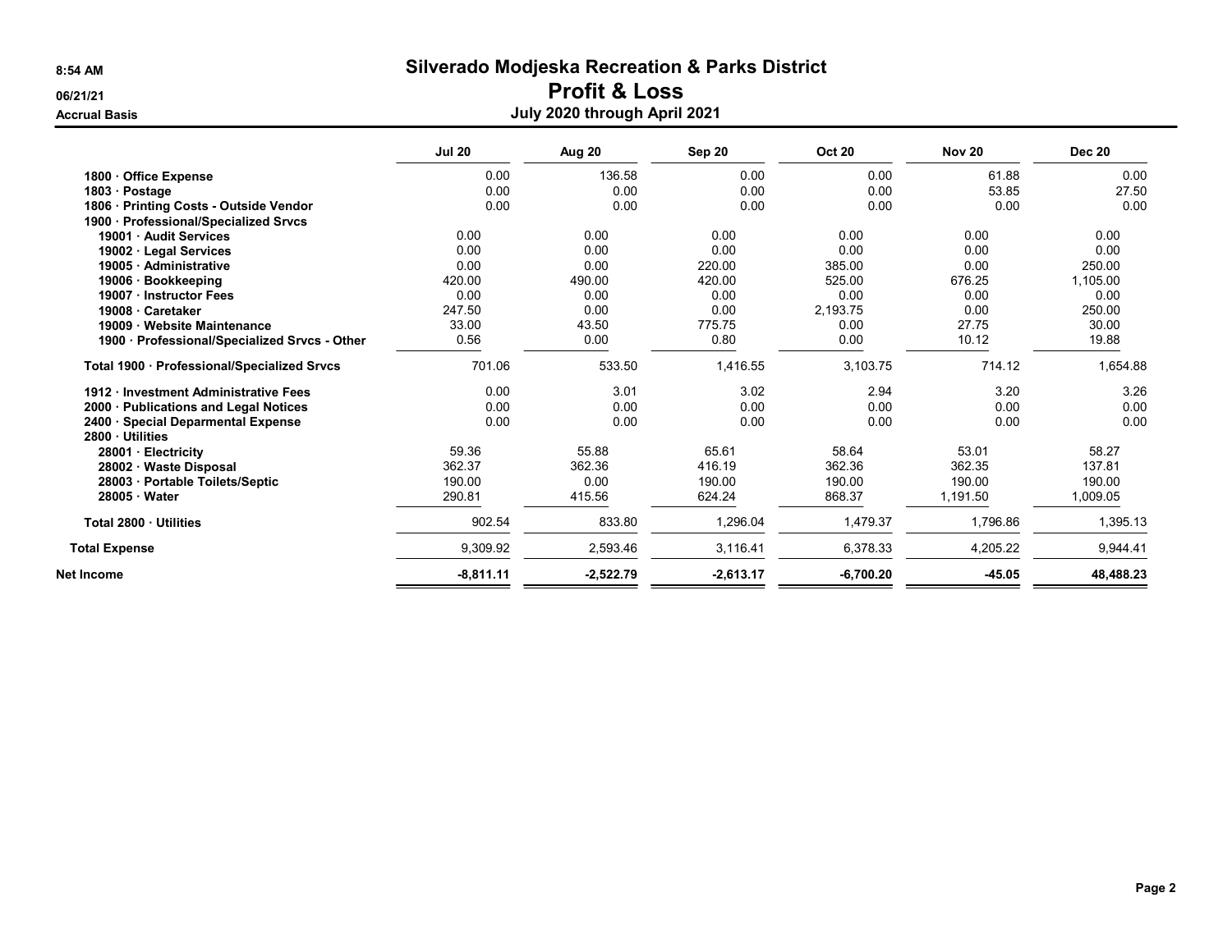# Silverado Modjeska Recreation & Parks District

## Profit & Loss

### July 2020 through April 2021

8:54 AM
06/21/21
Accrual Basis

| | Jul 20 | Aug 20 | Sep 20 | Oct 20 | Nov 20 | Dec 20 |
|---|---|---|---|---|---|---|
| **1800 · Office Expense** | 0.00 | 136.58 | 0.00 | 0.00 | 61.88 | 0.00 |
| **1803 · Postage** | 0.00 | 0.00 | 0.00 | 0.00 | 53.85 | 27.50 |
| **1806 · Printing Costs - Outside Vendor** | 0.00 | 0.00 | 0.00 | 0.00 | 0.00 | 0.00 |
| **1900 · Professional/Specialized Srvcs** | | | | | | |
| **19001 · Audit Services** | 0.00 | 0.00 | 0.00 | 0.00 | 0.00 | 0.00 |
| **19002 · Legal Services** | 0.00 | 0.00 | 0.00 | 0.00 | 0.00 | 0.00 |
| **19005 · Administrative** | 0.00 | 0.00 | 220.00 | 385.00 | 0.00 | 250.00 |
| **19006 · Bookkeeping** | 420.00 | 490.00 | 420.00 | 525.00 | 676.25 | 1,105.00 |
| **19007 · Instructor Fees** | 0.00 | 0.00 | 0.00 | 0.00 | 0.00 | 0.00 |
| **19008 · Caretaker** | 247.50 | 0.00 | 0.00 | 2,193.75 | 0.00 | 250.00 |
| **19009 · Website Maintenance** | 33.00 | 43.50 | 775.75 | 0.00 | 27.75 | 30.00 |
| **1900 · Professional/Specialized Srvcs - Other** | 0.56 | 0.00 | 0.80 | 0.00 | 10.12 | 19.88 |
| **Total 1900 · Professional/Specialized Srvcs** | 701.06 | 533.50 | 1,416.55 | 3,103.75 | 714.12 | 1,654.88 |
| **1912 · Investment Administrative Fees** | 0.00 | 3.01 | 3.02 | 2.94 | 3.20 | 3.26 |
| **2000 · Publications and Legal Notices** | 0.00 | 0.00 | 0.00 | 0.00 | 0.00 | 0.00 |
| **2400 · Special Deparmental Expense** | 0.00 | 0.00 | 0.00 | 0.00 | 0.00 | 0.00 |
| **2800 · Utilities** | | | | | | |
| **28001 · Electricity** | 59.36 | 55.88 | 65.61 | 58.64 | 53.01 | 58.27 |
| **28002 · Waste Disposal** | 362.37 | 362.36 | 416.19 | 362.36 | 362.35 | 137.81 |
| **28003 · Portable Toilets/Septic** | 190.00 | 0.00 | 190.00 | 190.00 | 190.00 | 190.00 |
| **28005 · Water** | 290.81 | 415.56 | 624.24 | 868.37 | 1,191.50 | 1,009.05 |
| **Total 2800 · Utilities** | 902.54 | 833.80 | 1,296.04 | 1,479.37 | 1,796.86 | 1,395.13 |
| **Total Expense** | 9,309.92 | 2,593.46 | 3,116.41 | 6,378.33 | 4,205.22 | 9,944.41 |
| **Net Income** | **-8,811.11** | **-2,522.79** | **-2,613.17** | **-6,700.20** | **-45.05** | **48,488.23** |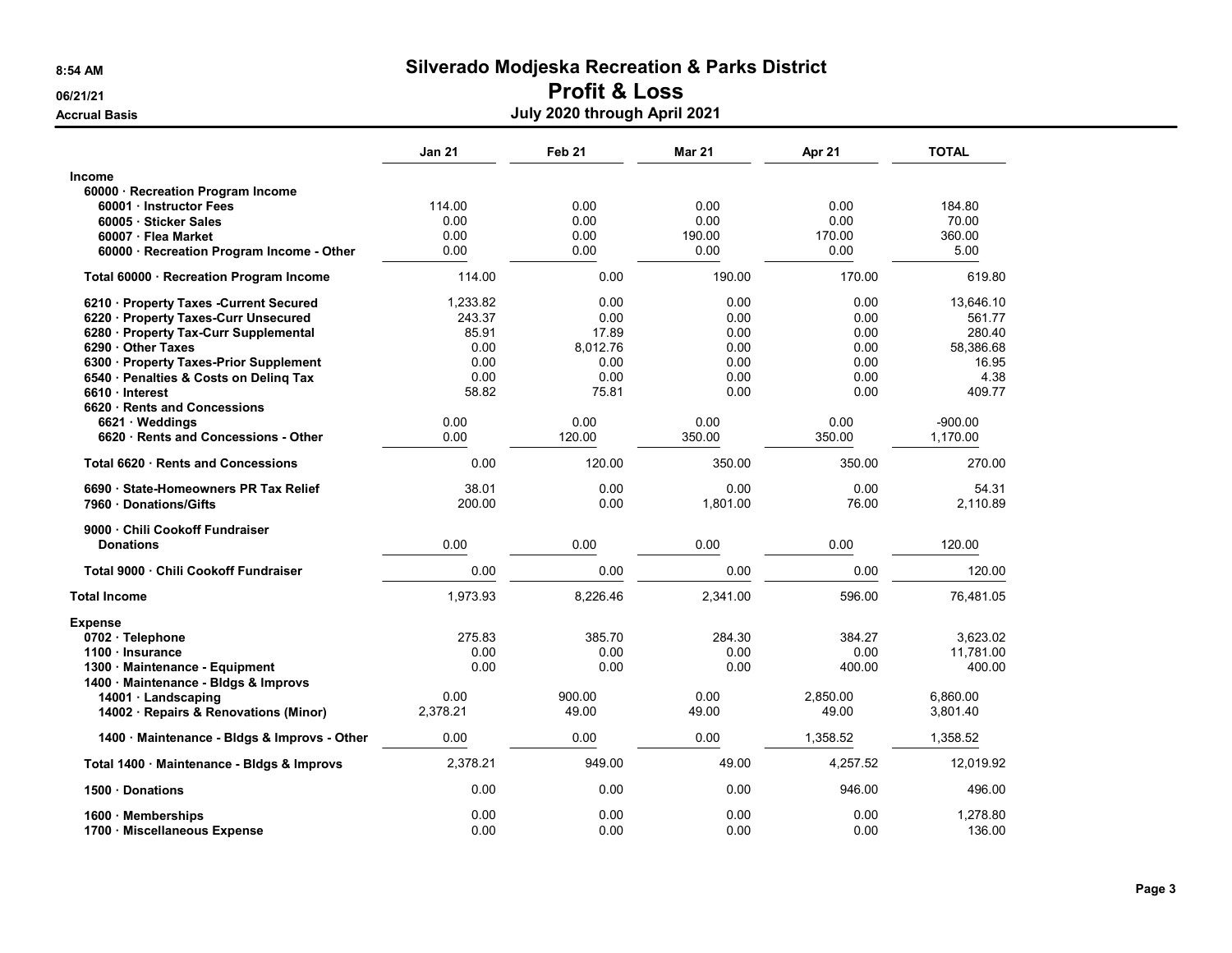# Silverado Modjeska Recreation & Parks District

## Profit & Loss

### July 2020 through April 2021

8:54 AM
06/21/21
Accrual Basis

| | Jan 21 | Feb 21 | Mar 21 | Apr 21 | TOTAL |
|---|---|---|---|---|---|
| **Income** | | | | | |
| **60000 · Recreation Program Income** | | | | | |
| **60001 · Instructor Fees** | 114.00 | 0.00 | 0.00 | 0.00 | 184.80 |
| **60005 · Sticker Sales** | 0.00 | 0.00 | 0.00 | 0.00 | 70.00 |
| **60007 · Flea Market** | 0.00 | 0.00 | 190.00 | 170.00 | 360.00 |
| **60000 · Recreation Program Income - Other** | 0.00 | 0.00 | 0.00 | 0.00 | 5.00 |
| **Total 60000 · Recreation Program Income** | 114.00 | 0.00 | 190.00 | 170.00 | 619.80 |
| **6210 · Property Taxes -Current Secured** | 1,233.82 | 0.00 | 0.00 | 0.00 | 13,646.10 |
| **6220 · Property Taxes-Curr Unsecured** | 243.37 | 0.00 | 0.00 | 0.00 | 561.77 |
| **6280 · Property Tax-Curr Supplemental** | 85.91 | 17.89 | 0.00 | 0.00 | 280.40 |
| **6290 · Other Taxes** | 0.00 | 8,012.76 | 0.00 | 0.00 | 58,386.68 |
| **6300 · Property Taxes-Prior Supplement** | 0.00 | 0.00 | 0.00 | 0.00 | 16.95 |
| **6540 · Penalties & Costs on Delinq Tax** | 0.00 | 0.00 | 0.00 | 0.00 | 4.38 |
| **6610 · Interest** | 58.82 | 75.81 | 0.00 | 0.00 | 409.77 |
| **6620 · Rents and Concessions** | | | | | |
| **6621 · Weddings** | 0.00 | 0.00 | 0.00 | 0.00 | -900.00 |
| **6620 · Rents and Concessions - Other** | 0.00 | 120.00 | 350.00 | 350.00 | 1,170.00 |
| **Total 6620 · Rents and Concessions** | 0.00 | 120.00 | 350.00 | 350.00 | 270.00 |
| **6690 · State-Homeowners PR Tax Relief** | 38.01 | 0.00 | 0.00 | 0.00 | 54.31 |
| **7960 · Donations/Gifts** | 200.00 | 0.00 | 1,801.00 | 76.00 | 2,110.89 |
| **9000 · Chili Cookoff Fundraiser** | | | | | |
| **Donations** | 0.00 | 0.00 | 0.00 | 0.00 | 120.00 |
| **Total 9000 · Chili Cookoff Fundraiser** | 0.00 | 0.00 | 0.00 | 0.00 | 120.00 |
| **Total Income** | 1,973.93 | 8,226.46 | 2,341.00 | 596.00 | 76,481.05 |
| **Expense** | | | | | |
| **0702 · Telephone** | 275.83 | 385.70 | 284.30 | 384.27 | 3,623.02 |
| **1100 · Insurance** | 0.00 | 0.00 | 0.00 | 0.00 | 11,781.00 |
| **1300 · Maintenance - Equipment** | 0.00 | 0.00 | 0.00 | 400.00 | 400.00 |
| **1400 · Maintenance - Bldgs & Improvs** | | | | | |
| **14001 · Landscaping** | 0.00 | 900.00 | 0.00 | 2,850.00 | 6,860.00 |
| **14002 · Repairs & Renovations (Minor)** | 2,378.21 | 49.00 | 49.00 | 49.00 | 3,801.40 |
| **1400 · Maintenance - Bldgs & Improvs - Other** | 0.00 | 0.00 | 0.00 | 1,358.52 | 1,358.52 |
| **Total 1400 · Maintenance - Bldgs & Improvs** | 2,378.21 | 949.00 | 49.00 | 4,257.52 | 12,019.92 |
| **1500 · Donations** | 0.00 | 0.00 | 0.00 | 946.00 | 496.00 |
| **1600 · Memberships** | 0.00 | 0.00 | 0.00 | 0.00 | 1,278.80 |
| **1700 · Miscellaneous Expense** | 0.00 | 0.00 | 0.00 | 0.00 | 136.00 |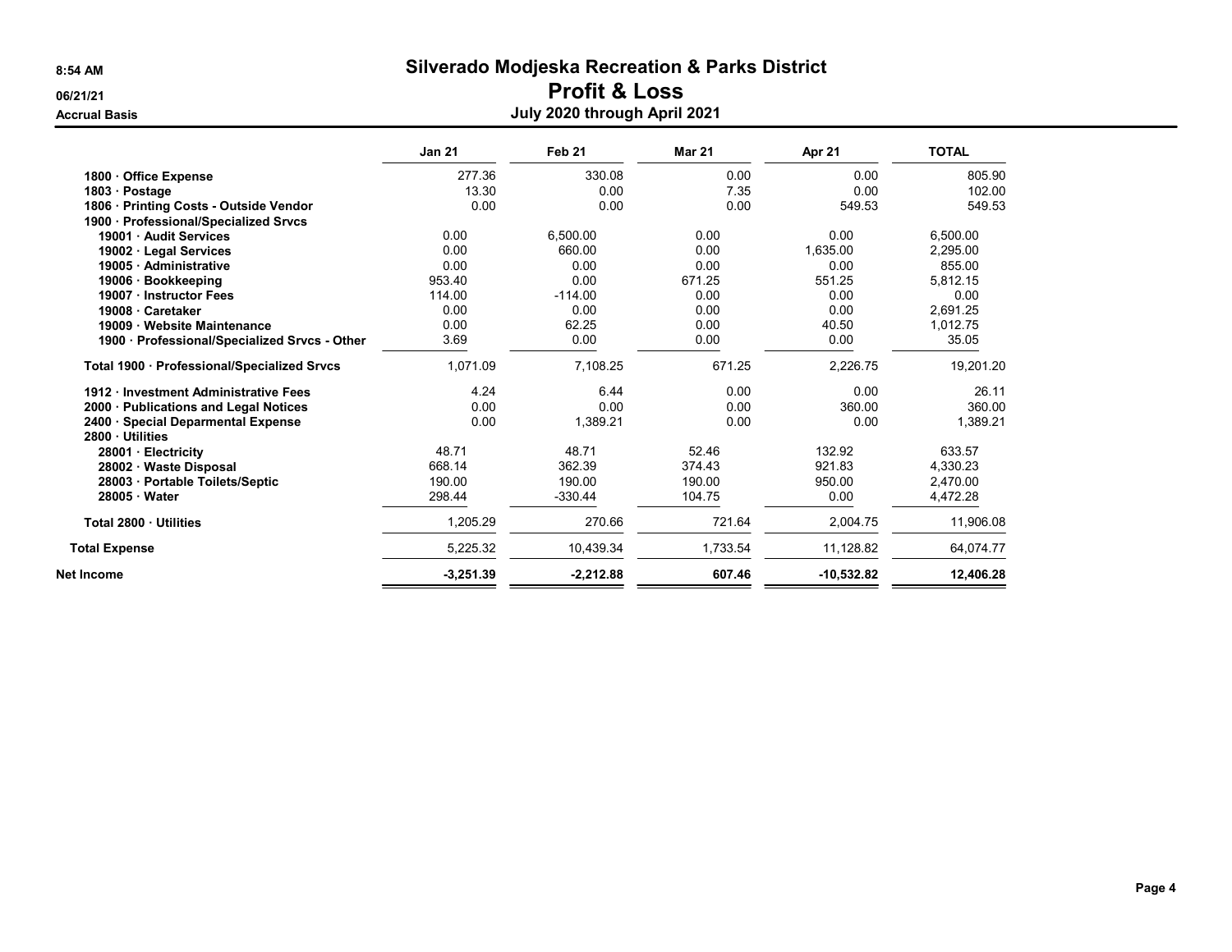# Silverado Modjeska Recreation & Parks District

## Profit & Loss

### July 2020 through April 2021

8:54 AM
06/21/21
Accrual Basis

| | Jan 21 | Feb 21 | Mar 21 | Apr 21 | TOTAL |
|---|---|---|---|---|---|
| 1800 · Office Expense | 277.36 | 330.08 | 0.00 | 0.00 | 805.90 |
| 1803 · Postage | 13.30 | 0.00 | 7.35 | 0.00 | 102.00 |
| 1806 · Printing Costs - Outside Vendor | 0.00 | 0.00 | 0.00 | 549.53 | 549.53 |
| 1900 · Professional/Specialized Srvcs | | | | | |
| 19001 · Audit Services | 0.00 | 6,500.00 | 0.00 | 0.00 | 6,500.00 |
| 19002 · Legal Services | 0.00 | 660.00 | 0.00 | 1,635.00 | 2,295.00 |
| 19005 · Administrative | 0.00 | 0.00 | 0.00 | 0.00 | 855.00 |
| 19006 · Bookkeeping | 953.40 | 0.00 | 671.25 | 551.25 | 5,812.15 |
| 19007 · Instructor Fees | 114.00 | -114.00 | 0.00 | 0.00 | 0.00 |
| 19008 · Caretaker | 0.00 | 0.00 | 0.00 | 0.00 | 2,691.25 |
| 19009 · Website Maintenance | 0.00 | 62.25 | 0.00 | 40.50 | 1,012.75 |
| 1900 · Professional/Specialized Srvcs - Other | 3.69 | 0.00 | 0.00 | 0.00 | 35.05 |
| Total 1900 · Professional/Specialized Srvcs | 1,071.09 | 7,108.25 | 671.25 | 2,226.75 | 19,201.20 |
| 1912 · Investment Administrative Fees | 4.24 | 6.44 | 0.00 | 0.00 | 26.11 |
| 2000 · Publications and Legal Notices | 0.00 | 0.00 | 0.00 | 360.00 | 360.00 |
| 2400 · Special Deparmental Expense | 0.00 | 1,389.21 | 0.00 | 0.00 | 1,389.21 |
| 2800 · Utilities | | | | | |
| 28001 · Electricity | 48.71 | 48.71 | 52.46 | 132.92 | 633.57 |
| 28002 · Waste Disposal | 668.14 | 362.39 | 374.43 | 921.83 | 4,330.23 |
| 28003 · Portable Toilets/Septic | 190.00 | 190.00 | 190.00 | 950.00 | 2,470.00 |
| 28005 · Water | 298.44 | -330.44 | 104.75 | 0.00 | 4,472.28 |
| Total 2800 · Utilities | 1,205.29 | 270.66 | 721.64 | 2,004.75 | 11,906.08 |
| Total Expense | 5,225.32 | 10,439.34 | 1,733.54 | 11,128.82 | 64,074.77 |
| **Net Income** | **-3,251.39** | **-2,212.88** | **607.46** | **-10,532.82** | **12,406.28** |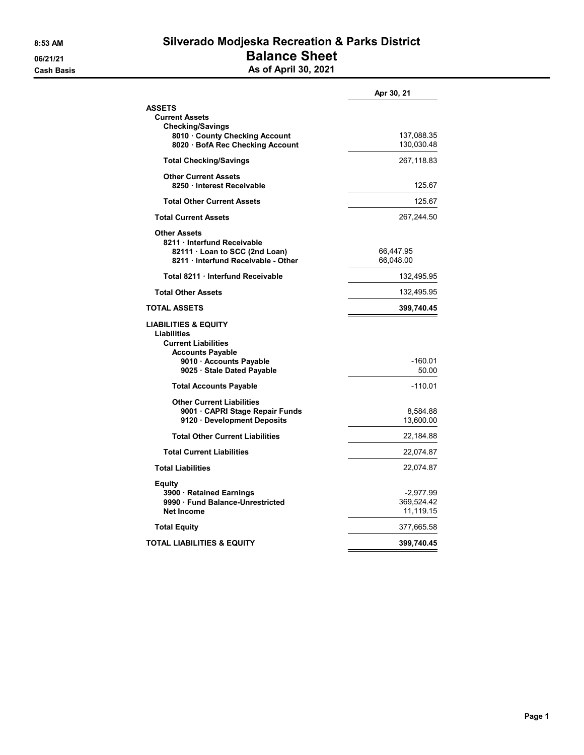# Silverado Modjeska Recreation & Parks District

## Balance Sheet

### As of April 30, 2021

8:53 AM
06/21/21
Cash Basis

| | Apr 30, 21 |
|---|---|
| **ASSETS** | |
| **Current Assets** | |
| **Checking/Savings** | |
| **8010 · County Checking Account** | 137,088.35 |
| **8020 · BofA Rec Checking Account** | 130,030.48 |
| **Total Checking/Savings** | 267,118.83 |
| **Other Current Assets** | |
| **8250 · Interest Receivable** | 125.67 |
| **Total Other Current Assets** | 125.67 |
| **Total Current Assets** | 267,244.50 |
| **Other Assets** | |
| **8211 · Interfund Receivable** | |
| **82111 · Loan to SCC (2nd Loan)** | 66,447.95 |
| **8211 · Interfund Receivable - Other** | 66,048.00 |
| **Total 8211 · Interfund Receivable** | 132,495.95 |
| **Total Other Assets** | 132,495.95 |
| **TOTAL ASSETS** | **399,740.45** |
| **LIABILITIES & EQUITY** | |
| **Liabilities** | |
| **Current Liabilities** | |
| **Accounts Payable** | |
| **9010 · Accounts Payable** | -160.01 |
| **9025 · Stale Dated Payable** | 50.00 |
| **Total Accounts Payable** | -110.01 |
| **Other Current Liabilities** | |
| **9001 · CAPRI Stage Repair Funds** | 8,584.88 |
| **9120 · Development Deposits** | 13,600.00 |
| **Total Other Current Liabilities** | 22,184.88 |
| **Total Current Liabilities** | 22,074.87 |
| **Total Liabilities** | 22,074.87 |
| **Equity** | |
| **3900 · Retained Earnings** | -2,977.99 |
| **9990 · Fund Balance-Unrestricted** | 369,524.42 |
| **Net Income** | 11,119.15 |
| **Total Equity** | 377,665.58 |
| **TOTAL LIABILITIES & EQUITY** | **399,740.45** |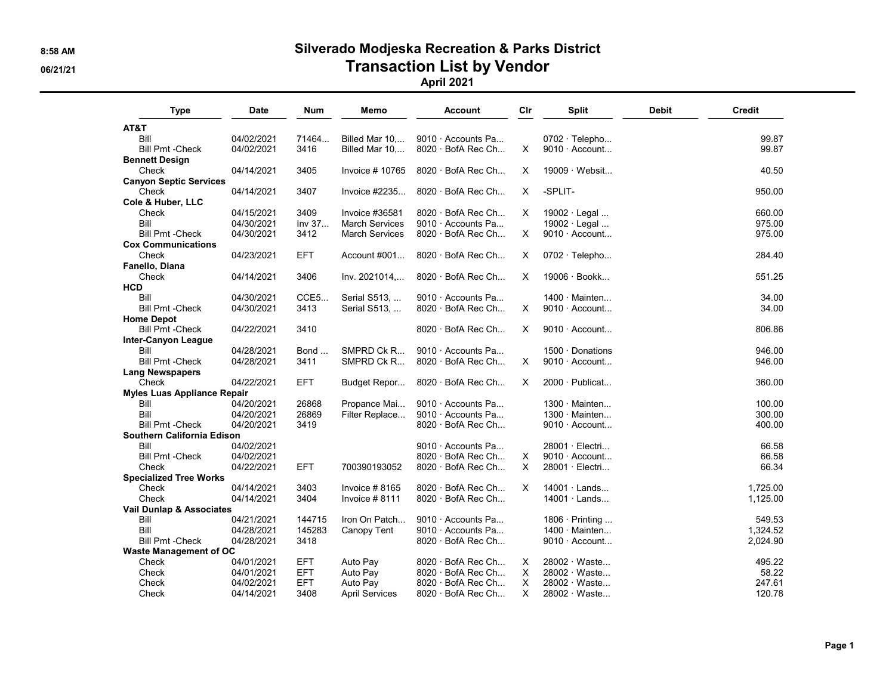# Silverado Modjeska Recreation & Parks District

## Transaction List by Vendor

### April 2021

| Type | Date | Num | Memo | Account | Clr | Split | Debit | Credit |
|---|---|---|---|---|---|---|---|---|
| **AT&T** | | | | | | | | |
| Bill | 04/02/2021 | 71464... | Billed Mar 10,... | 9010 · Accounts Pa... | | 0702 · Telepho... | | 99.87 |
| Bill Pmt -Check | 04/02/2021 | 3416 | Billed Mar 10,... | 8020 · BofA Rec Ch... | X | 9010 · Account... | | 99.87 |
| **Bennett Design** | | | | | | | | |
| Check | 04/14/2021 | 3405 | Invoice # 10765 | 8020 · BofA Rec Ch... | X | 19009 · Websit... | | 40.50 |
| **Canyon Septic Services** | | | | | | | | |
| Check | 04/14/2021 | 3407 | Invoice #2235... | 8020 · BofA Rec Ch... | X | -SPLIT- | | 950.00 |
| **Cole & Huber, LLC** | | | | | | | | |
| Check | 04/15/2021 | 3409 | Invoice #36581 | 8020 · BofA Rec Ch... | X | 19002 · Legal ... | | 660.00 |
| Bill | 04/30/2021 | Inv 37... | March Services | 9010 · Accounts Pa... | | 19002 · Legal ... | | 975.00 |
| Bill Pmt -Check | 04/30/2021 | 3412 | March Services | 8020 · BofA Rec Ch... | X | 9010 · Account... | | 975.00 |
| **Cox Communications** | | | | | | | | |
| Check | 04/23/2021 | EFT | Account #001... | 8020 · BofA Rec Ch... | X | 0702 · Telepho... | | 284.40 |
| **Fanello, Diana** | | | | | | | | |
| Check | 04/14/2021 | 3406 | Inv. 2021014,... | 8020 · BofA Rec Ch... | X | 19006 · Bookk... | | 551.25 |
| **HCD** | | | | | | | | |
| Bill | 04/30/2021 | CCE5... | Serial S513, ... | 9010 · Accounts Pa... | | 1400 · Mainten... | | 34.00 |
| Bill Pmt -Check | 04/30/2021 | 3413 | Serial S513, ... | 8020 · BofA Rec Ch... | X | 9010 · Account... | | 34.00 |
| **Home Depot** | | | | | | | | |
| Bill Pmt -Check | 04/22/2021 | 3410 | | 8020 · BofA Rec Ch... | X | 9010 · Account... | | 806.86 |
| **Inter-Canyon League** | | | | | | | | |
| Bill | 04/28/2021 | Bond ... | SMPRD Ck R... | 9010 · Accounts Pa... | | 1500 · Donations | | 946.00 |
| Bill Pmt -Check | 04/28/2021 | 3411 | SMPRD Ck R... | 8020 · BofA Rec Ch... | X | 9010 · Account... | | 946.00 |
| **Lang Newspapers** | | | | | | | | |
| Check | 04/22/2021 | EFT | Budget Repor... | 8020 · BofA Rec Ch... | X | 2000 · Publicat... | | 360.00 |
| **Myles Luas Appliance Repair** | | | | | | | | |
| Bill | 04/20/2021 | 26868 | Propance Mai... | 9010 · Accounts Pa... | | 1300 · Mainten... | | 100.00 |
| Bill | 04/20/2021 | 26869 | Filter Replace... | 9010 · Accounts Pa... | | 1300 · Mainten... | | 300.00 |
| Bill Pmt -Check | 04/20/2021 | 3419 | | 8020 · BofA Rec Ch... | | 9010 · Account... | | 400.00 |
| **Southern California Edison** | | | | | | | | |
| Bill | 04/02/2021 | | | 9010 · Accounts Pa... | | 28001 · Electri... | | 66.58 |
| Bill Pmt -Check | 04/02/2021 | | | 8020 · BofA Rec Ch... | X | 9010 · Account... | | 66.58 |
| Check | 04/22/2021 | EFT | 700390193052 | 8020 · BofA Rec Ch... | X | 28001 · Electri... | | 66.34 |
| **Specialized Tree Works** | | | | | | | | |
| Check | 04/14/2021 | 3403 | Invoice # 8165 | 8020 · BofA Rec Ch... | X | 14001 · Lands... | | 1,725.00 |
| Check | 04/14/2021 | 3404 | Invoice # 8111 | 8020 · BofA Rec Ch... | | 14001 · Lands... | | 1,125.00 |
| **Vail Dunlap & Associates** | | | | | | | | |
| Bill | 04/21/2021 | 144715 | Iron On Patch... | 9010 · Accounts Pa... | | 1806 · Printing ... | | 549.53 |
| Bill | 04/28/2021 | 145283 | Canopy Tent | 9010 · Accounts Pa... | | 1400 · Mainten... | | 1,324.52 |
| Bill Pmt -Check | 04/28/2021 | 3418 | | 8020 · BofA Rec Ch... | | 9010 · Account... | | 2,024.90 |
| **Waste Management of OC** | | | | | | | | |
| Check | 04/01/2021 | EFT | Auto Pay | 8020 · BofA Rec Ch... | X | 28002 · Waste... | | 495.22 |
| Check | 04/01/2021 | EFT | Auto Pay | 8020 · BofA Rec Ch... | X | 28002 · Waste... | | 58.22 |
| Check | 04/02/2021 | EFT | Auto Pay | 8020 · BofA Rec Ch... | X | 28002 · Waste... | | 247.61 |
| Check | 04/14/2021 | 3408 | April Services | 8020 · BofA Rec Ch... | X | 28002 · Waste... | | 120.78 |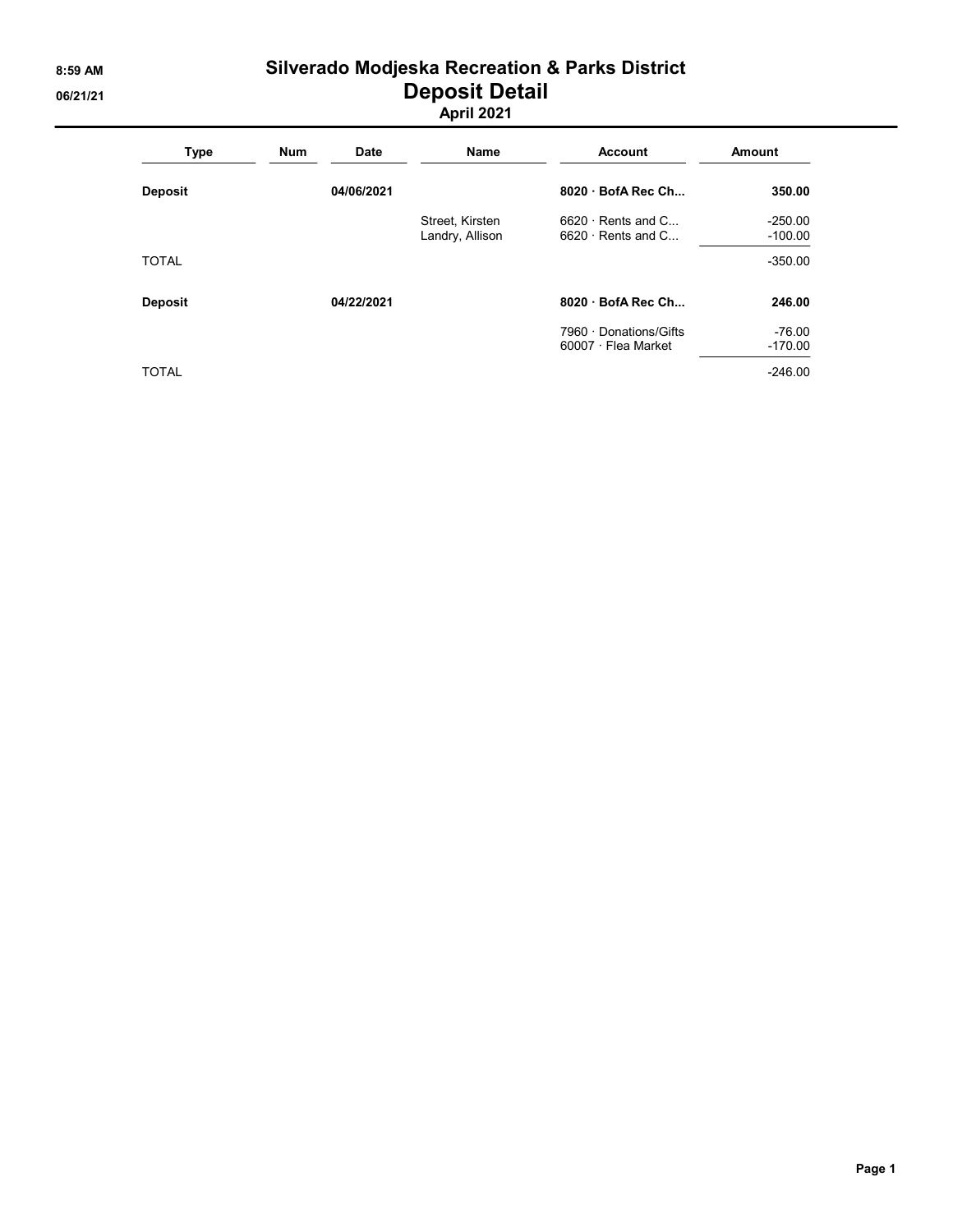# Silverado Modjeska Recreation & Parks District

## Deposit Detail

### April 2021

| Type | Num | Date | Name | Account | Amount |
|---|---|---|---|---|---|
| **Deposit** | | **04/06/2021** | | **8020 · BofA Rec Ch...** | **350.00** |
| | | | Street, Kirsten | 6620 · Rents and C... | -250.00 |
| | | | Landry, Allison | 6620 · Rents and C... | -100.00 |
| TOTAL | | | | | -350.00 |
| **Deposit** | | **04/22/2021** | | **8020 · BofA Rec Ch...** | **246.00** |
| | | | | 7960 · Donations/Gifts | -76.00 |
| | | | | 60007 · Flea Market | -170.00 |
| TOTAL | | | | | -246.00 |